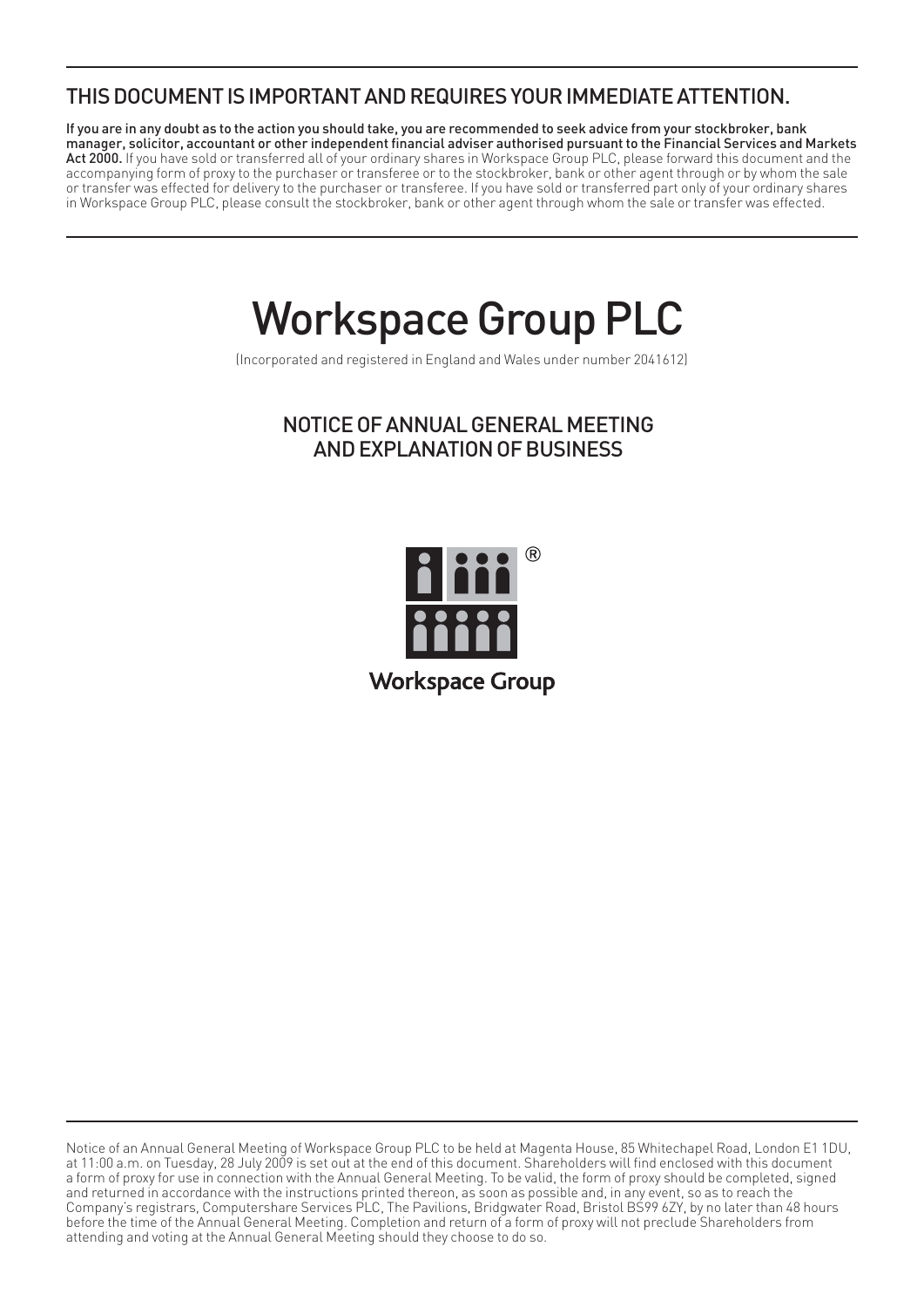## THIS DOCUMENT IS IMPORTANT AND REQUIRES YOUR IMMEDIATE ATTENTION.

**If you are in any doubt as to the action you should take, you are recommended to seek advice from your stockbroker, bank manager, solicitor, accountant or other independent financial adviser authorised pursuant to the Financial Services and Markets Act 2000.** If you have sold or transferred all of your ordinary shares in Workspace Group PLC, please forward this document and the accompanying form of proxy to the purchaser or transferee or to the stockbroker, bank or other agent through or by whom the sale or transfer was effected for delivery to the purchaser or transferee. If you have sold or transferred part only of your ordinary shares in Workspace Group PLC, please consult the stockbroker, bank or other agent through whom the sale or transfer was effected.

# Workspace Group PLC

(Incorporated and registered in England and Wales under number 2041612)

## NOTICE OF ANNUAL GENERAL MEETING AND EXPLANATION OF BUSINESS

Workspace Group

Notice of an Annual General Meeting of Workspace Group PLC to be held at Magenta House, 85 Whitechapel Road, London E1 1DU, at 11:00 a.m. on Tuesday, 28 July 2009 is set out at the end of this document. Shareholders will find enclosed with this document a form of proxy for use in connection with the Annual General Meeting. To be valid, the form of proxy should be completed, signed and returned in accordance with the instructions printed thereon, as soon as possible and, in any event, so as to reach the Company's registrars, Computershare Services PLC, The Pavilions, Bridgwater Road, Bristol BS99 6ZY, by no later than 48 hours before the time of the Annual General Meeting. Completion and return of a form of proxy will not preclude Shareholders from attending and voting at the Annual General Meeting should they choose to do so.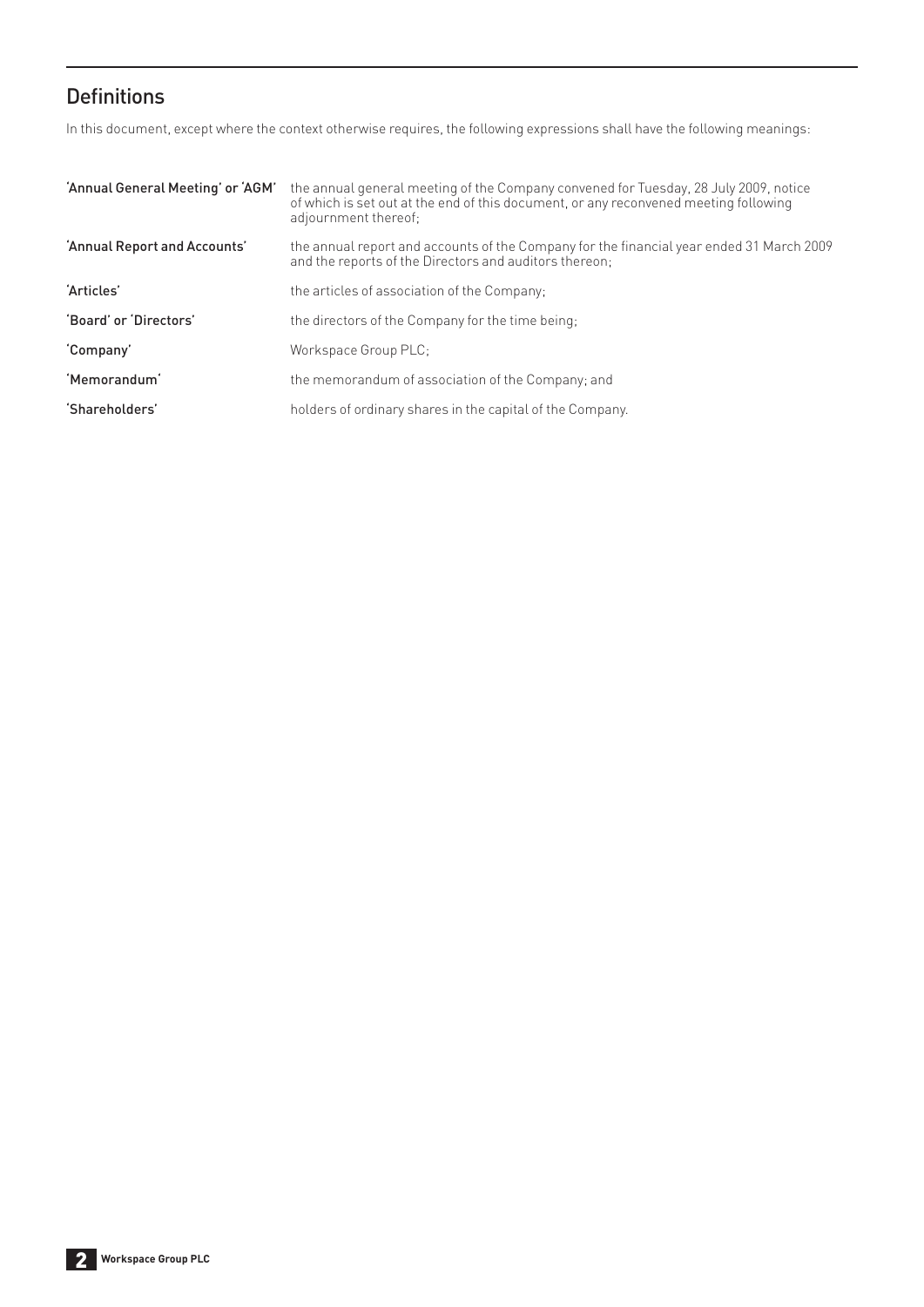## Definitions

In this document, except where the context otherwise requires, the following expressions shall have the following meanings:

| | |
|---|---|
| 'Annual General Meeting' or 'AGM' | the annual general meeting of the Company convened for Tuesday, 28 July 2009, notice of which is set out at the end of this document, or any reconvened meeting following adjournment thereof; |
| 'Annual Report and Accounts' | the annual report and accounts of the Company for the financial year ended 31 March 2009 and the reports of the Directors and auditors thereon; |
| 'Articles' | the articles of association of the Company; |
| 'Board' or 'Directors' | the directors of the Company for the time being; |
| 'Company' | Workspace Group PLC; |
| 'Memorandum' | the memorandum of association of the Company; and |
| 'Shareholders' | holders of ordinary shares in the capital of the Company. |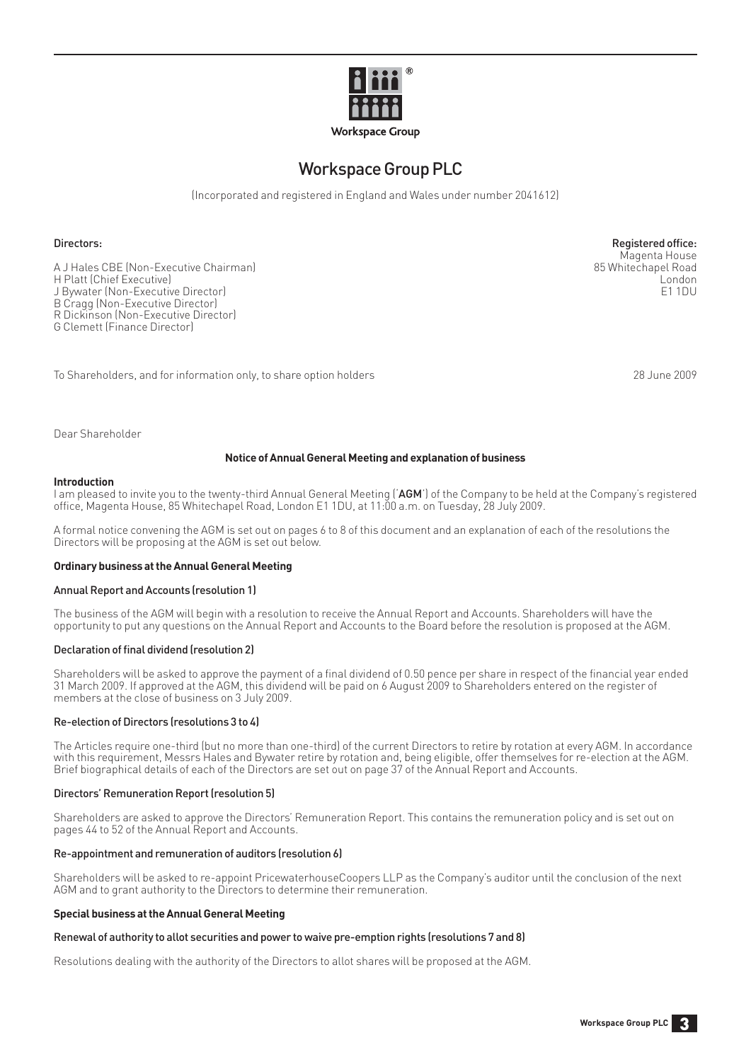Workspace Group

# Workspace Group PLC

(Incorporated and registered in England and Wales under number 2041612)

**Directors:**

A J Hales CBE (Non-Executive Chairman)
H Platt (Chief Executive)
J Bywater (Non-Executive Director)
B Cragg (Non-Executive Director)
R Dickinson (Non-Executive Director)
G Clemett (Finance Director)

**Registered office:**
Magenta House
85 Whitechapel Road
London
E1 1DU

To Shareholders, and for information only, to share option holders

28 June 2009

Dear Shareholder

## Notice of Annual General Meeting and explanation of business

### Introduction

I am pleased to invite you to the twenty-third Annual General Meeting ('**AGM**') of the Company to be held at the Company's registered office, Magenta House, 85 Whitechapel Road, London E1 1DU, at 11:00 a.m. on Tuesday, 28 July 2009.

A formal notice convening the AGM is set out on pages 6 to 8 of this document and an explanation of each of the resolutions the Directors will be proposing at the AGM is set out below.

### Ordinary business at the Annual General Meeting

#### Annual Report and Accounts (resolution 1)

The business of the AGM will begin with a resolution to receive the Annual Report and Accounts. Shareholders will have the opportunity to put any questions on the Annual Report and Accounts to the Board before the resolution is proposed at the AGM.

#### Declaration of final dividend (resolution 2)

Shareholders will be asked to approve the payment of a final dividend of 0.50 pence per share in respect of the financial year ended 31 March 2009. If approved at the AGM, this dividend will be paid on 6 August 2009 to Shareholders entered on the register of members at the close of business on 3 July 2009.

#### Re-election of Directors (resolutions 3 to 4)

The Articles require one-third (but no more than one-third) of the current Directors to retire by rotation at every AGM. In accordance with this requirement, Messrs Hales and Bywater retire by rotation and, being eligible, offer themselves for re-election at the AGM. Brief biographical details of each of the Directors are set out on page 37 of the Annual Report and Accounts.

#### Directors' Remuneration Report (resolution 5)

Shareholders are asked to approve the Directors' Remuneration Report. This contains the remuneration policy and is set out on pages 44 to 52 of the Annual Report and Accounts.

#### Re-appointment and remuneration of auditors (resolution 6)

Shareholders will be asked to re-appoint PricewaterhouseCoopers LLP as the Company's auditor until the conclusion of the next AGM and to grant authority to the Directors to determine their remuneration.

### Special business at the Annual General Meeting

#### Renewal of authority to allot securities and power to waive pre-emption rights (resolutions 7 and 8)

Resolutions dealing with the authority of the Directors to allot shares will be proposed at the AGM.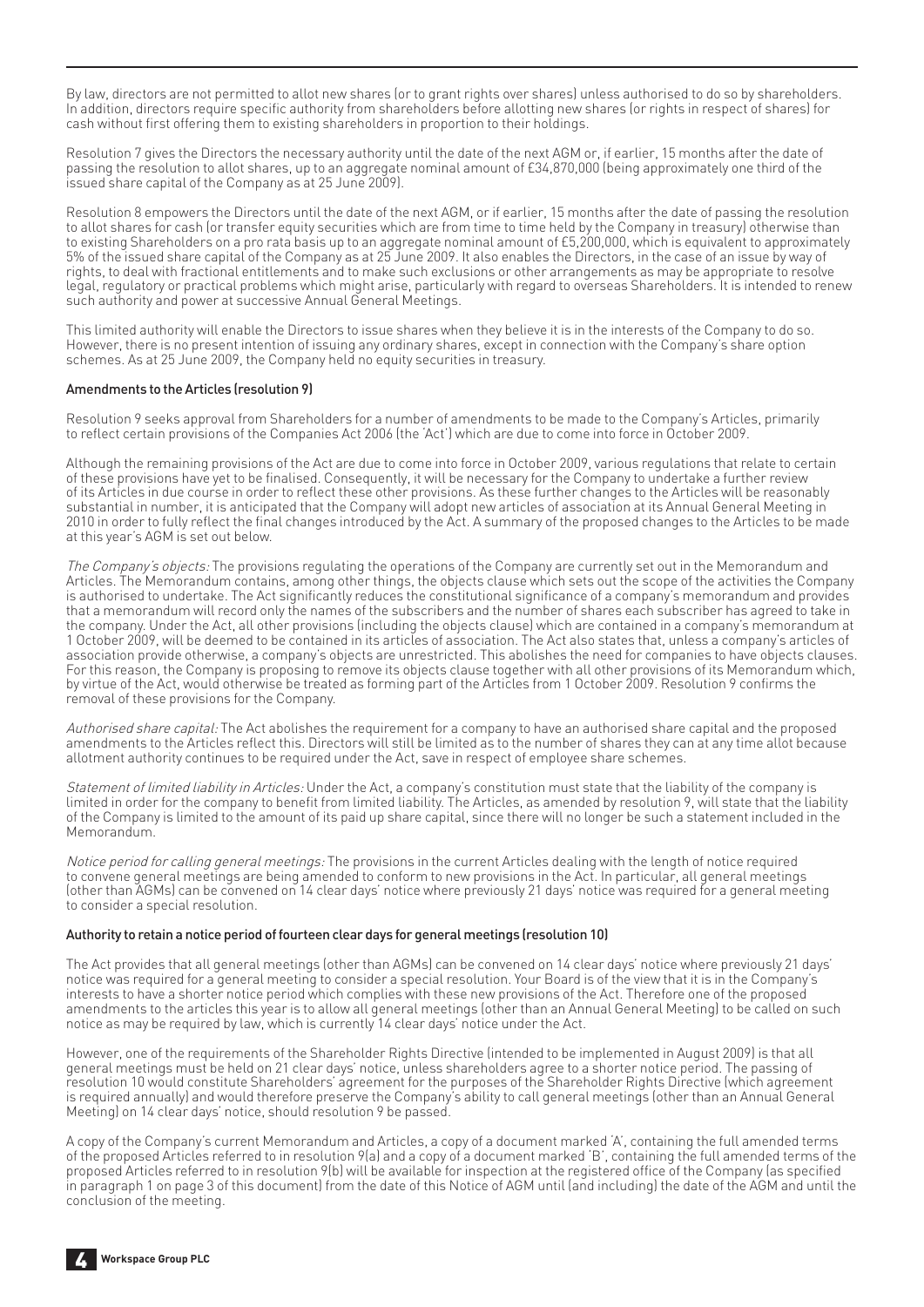By law, directors are not permitted to allot new shares (or to grant rights over shares) unless authorised to do so by shareholders. In addition, directors require specific authority from shareholders before allotting new shares (or rights in respect of shares) for cash without first offering them to existing shareholders in proportion to their holdings.

Resolution 7 gives the Directors the necessary authority until the date of the next AGM or, if earlier, 15 months after the date of passing the resolution to allot shares, up to an aggregate nominal amount of £34,870,000 (being approximately one third of the issued share capital of the Company as at 25 June 2009).

Resolution 8 empowers the Directors until the date of the next AGM, or if earlier, 15 months after the date of passing the resolution to allot shares for cash (or transfer equity securities which are from time to time held by the Company in treasury) otherwise than to existing Shareholders on a pro rata basis up to an aggregate nominal amount of £5,200,000, which is equivalent to approximately 5% of the issued share capital of the Company as at 25 June 2009. It also enables the Directors, in the case of an issue by way of rights, to deal with fractional entitlements and to make such exclusions or other arrangements as may be appropriate to resolve legal, regulatory or practical problems which might arise, particularly with regard to overseas Shareholders. It is intended to renew such authority and power at successive Annual General Meetings.

This limited authority will enable the Directors to issue shares when they believe it is in the interests of the Company to do so. However, there is no present intention of issuing any ordinary shares, except in connection with the Company's share option schemes. As at 25 June 2009, the Company held no equity securities in treasury.

### Amendments to the Articles (resolution 9)

Resolution 9 seeks approval from Shareholders for a number of amendments to be made to the Company's Articles, primarily to reflect certain provisions of the Companies Act 2006 (the 'Act') which are due to come into force in October 2009.

Although the remaining provisions of the Act are due to come into force in October 2009, various regulations that relate to certain of these provisions have yet to be finalised. Consequently, it will be necessary for the Company to undertake a further review of its Articles in due course in order to reflect these other provisions. As these further changes to the Articles will be reasonably substantial in number, it is anticipated that the Company will adopt new articles of association at its Annual General Meeting in 2010 in order to fully reflect the final changes introduced by the Act. A summary of the proposed changes to the Articles to be made at this year's AGM is set out below.

*The Company's objects:* The provisions regulating the operations of the Company are currently set out in the Memorandum and Articles. The Memorandum contains, among other things, the objects clause which sets out the scope of the activities the Company is authorised to undertake. The Act significantly reduces the constitutional significance of a company's memorandum and provides that a memorandum will record only the names of the subscribers and the number of shares each subscriber has agreed to take in the company. Under the Act, all other provisions (including the objects clause) which are contained in a company's memorandum at 1 October 2009, will be deemed to be contained in its articles of association. The Act also states that, unless a company's articles of association provide otherwise, a company's objects are unrestricted. This abolishes the need for companies to have objects clauses. For this reason, the Company is proposing to remove its objects clause together with all other provisions of its Memorandum which, by virtue of the Act, would otherwise be treated as forming part of the Articles from 1 October 2009. Resolution 9 confirms the removal of these provisions for the Company.

*Authorised share capital:* The Act abolishes the requirement for a company to have an authorised share capital and the proposed amendments to the Articles reflect this. Directors will still be limited as to the number of shares they can at any time allot because allotment authority continues to be required under the Act, save in respect of employee share schemes.

*Statement of limited liability in Articles:* Under the Act, a company's constitution must state that the liability of the company is limited in order for the company to benefit from limited liability. The Articles, as amended by resolution 9, will state that the liability of the Company is limited to the amount of its paid up share capital, since there will no longer be such a statement included in the Memorandum.

*Notice period for calling general meetings:* The provisions in the current Articles dealing with the length of notice required to convene general meetings are being amended to conform to new provisions in the Act. In particular, all general meetings (other than AGMs) can be convened on 14 clear days' notice where previously 21 days' notice was required for a general meeting to consider a special resolution.

### Authority to retain a notice period of fourteen clear days for general meetings (resolution 10)

The Act provides that all general meetings (other than AGMs) can be convened on 14 clear days' notice where previously 21 days' notice was required for a general meeting to consider a special resolution. Your Board is of the view that it is in the Company's interests to have a shorter notice period which complies with these new provisions of the Act. Therefore one of the proposed amendments to the articles this year is to allow all general meetings (other than an Annual General Meeting) to be called on such notice as may be required by law, which is currently 14 clear days' notice under the Act.

However, one of the requirements of the Shareholder Rights Directive (intended to be implemented in August 2009) is that all general meetings must be held on 21 clear days' notice, unless shareholders agree to a shorter notice period. The passing of resolution 10 would constitute Shareholders' agreement for the purposes of the Shareholder Rights Directive (which agreement is required annually) and would therefore preserve the Company's ability to call general meetings (other than an Annual General Meeting) on 14 clear days' notice, should resolution 9 be passed.

A copy of the Company's current Memorandum and Articles, a copy of a document marked 'A', containing the full amended terms of the proposed Articles referred to in resolution 9(a) and a copy of a document marked 'B', containing the full amended terms of the proposed Articles referred to in resolution 9(b) will be available for inspection at the registered office of the Company (as specified in paragraph 1 on page 3 of this document) from the date of this Notice of AGM until (and including) the date of the AGM and until the conclusion of the meeting.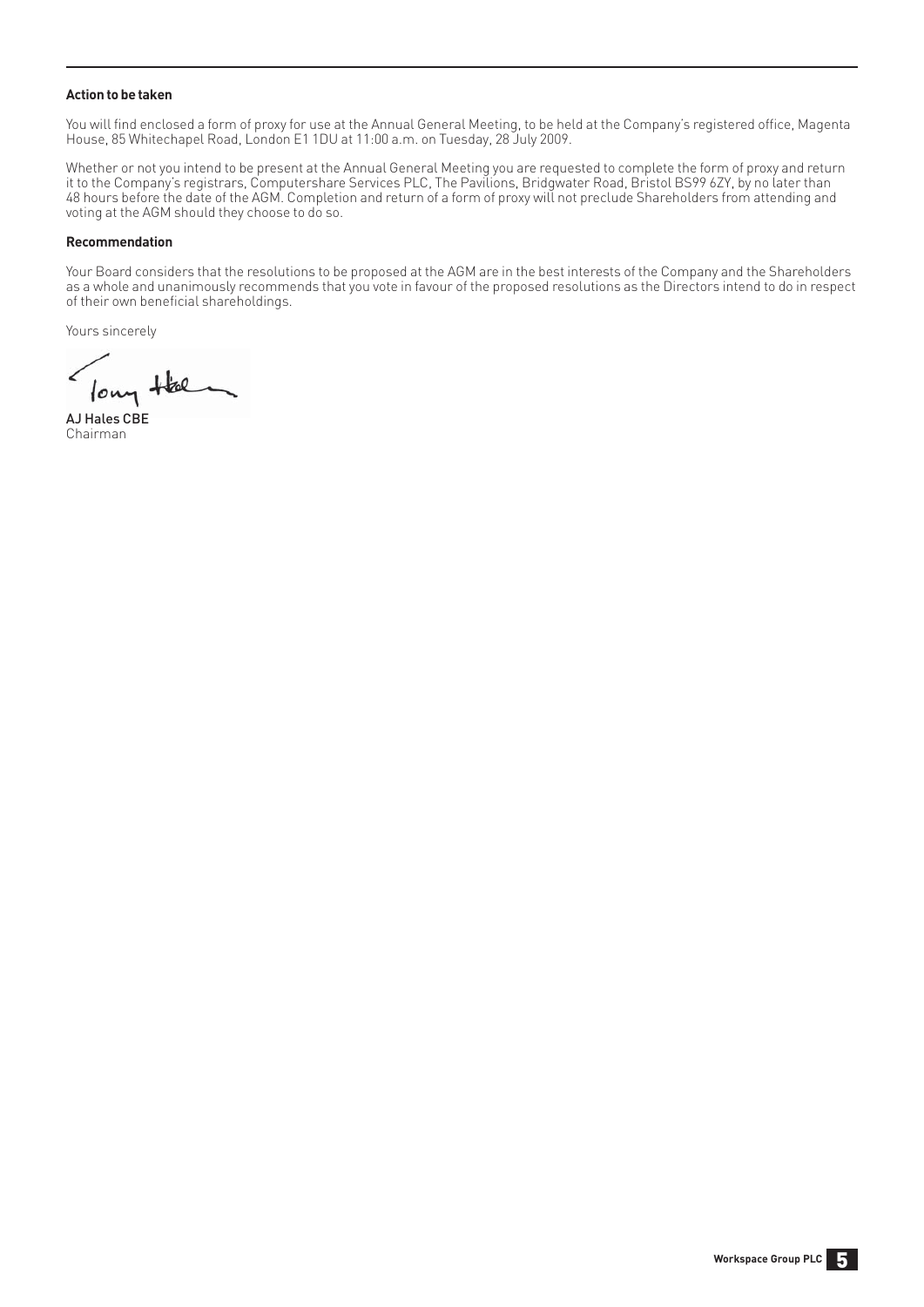**Action to be taken**

You will find enclosed a form of proxy for use at the Annual General Meeting, to be held at the Company's registered office, Magenta House, 85 Whitechapel Road, London E1 1DU at 11:00 a.m. on Tuesday, 28 July 2009.

Whether or not you intend to be present at the Annual General Meeting you are requested to complete the form of proxy and return it to the Company's registrars, Computershare Services PLC, The Pavilions, Bridgwater Road, Bristol BS99 6ZY, by no later than 48 hours before the date of the AGM. Completion and return of a form of proxy will not preclude Shareholders from attending and voting at the AGM should they choose to do so.

**Recommendation**

Your Board considers that the resolutions to be proposed at the AGM are in the best interests of the Company and the Shareholders as a whole and unanimously recommends that you vote in favour of the proposed resolutions as the Directors intend to do in respect of their own beneficial shareholdings.

Yours sincerely

**AJ Hales CBE**
Chairman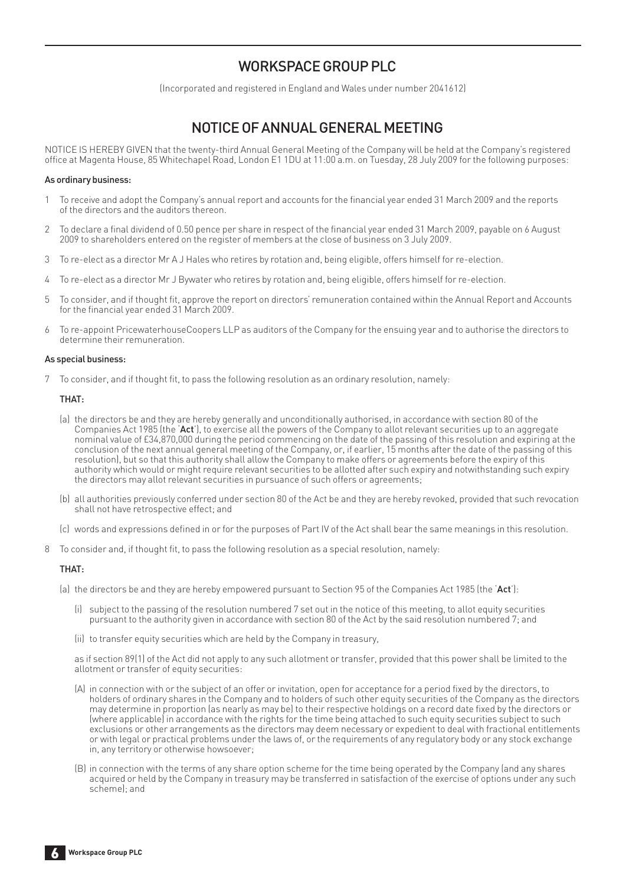# WORKSPACE GROUP PLC

(Incorporated and registered in England and Wales under number 2041612)

# NOTICE OF ANNUAL GENERAL MEETING

NOTICE IS HEREBY GIVEN that the twenty-third Annual General Meeting of the Company will be held at the Company's registered office at Magenta House, 85 Whitechapel Road, London E1 1DU at 11:00 a.m. on Tuesday, 28 July 2009 for the following purposes:

**As ordinary business:**

1 To receive and adopt the Company's annual report and accounts for the financial year ended 31 March 2009 and the reports of the directors and the auditors thereon.

2 To declare a final dividend of 0.50 pence per share in respect of the financial year ended 31 March 2009, payable on 6 August 2009 to shareholders entered on the register of members at the close of business on 3 July 2009.

3 To re-elect as a director Mr A J Hales who retires by rotation and, being eligible, offers himself for re-election.

4 To re-elect as a director Mr J Bywater who retires by rotation and, being eligible, offers himself for re-election.

5 To consider, and if thought fit, approve the report on directors' remuneration contained within the Annual Report and Accounts for the financial year ended 31 March 2009.

6 To re-appoint PricewaterhouseCoopers LLP as auditors of the Company for the ensuing year and to authorise the directors to determine their remuneration.

**As special business:**

7 To consider, and if thought fit, to pass the following resolution as an ordinary resolution, namely:

**THAT:**

(a) the directors be and they are hereby generally and unconditionally authorised, in accordance with section 80 of the Companies Act 1985 (the '**Act**'), to exercise all the powers of the Company to allot relevant securities up to an aggregate nominal value of £34,870,000 during the period commencing on the date of the passing of this resolution and expiring at the conclusion of the next annual general meeting of the Company, or, if earlier, 15 months after the date of the passing of this resolution), but so that this authority shall allow the Company to make offers or agreements before the expiry of this authority which would or might require relevant securities to be allotted after such expiry and notwithstanding such expiry the directors may allot relevant securities in pursuance of such offers or agreements;

(b) all authorities previously conferred under section 80 of the Act be and they are hereby revoked, provided that such revocation shall not have retrospective effect; and

(c) words and expressions defined in or for the purposes of Part IV of the Act shall bear the same meanings in this resolution.

8 To consider and, if thought fit, to pass the following resolution as a special resolution, namely:

**THAT:**

(a) the directors be and they are hereby empowered pursuant to Section 95 of the Companies Act 1985 (the '**Act**'):

(i) subject to the passing of the resolution numbered 7 set out in the notice of this meeting, to allot equity securities pursuant to the authority given in accordance with section 80 of the Act by the said resolution numbered 7; and

(ii) to transfer equity securities which are held by the Company in treasury,

as if section 89(1) of the Act did not apply to any such allotment or transfer, provided that this power shall be limited to the allotment or transfer of equity securities:

(A) in connection with or the subject of an offer or invitation, open for acceptance for a period fixed by the directors, to holders of ordinary shares in the Company and to holders of such other equity securities of the Company as the directors may determine in proportion (as nearly as may be) to their respective holdings on a record date fixed by the directors or (where applicable) in accordance with the rights for the time being attached to such equity securities subject to such exclusions or other arrangements as the directors may deem necessary or expedient to deal with fractional entitlements or with legal or practical problems under the laws of, or the requirements of any regulatory body or any stock exchange in, any territory or otherwise howsoever;

(B) in connection with the terms of any share option scheme for the time being operated by the Company (and any shares acquired or held by the Company in treasury may be transferred in satisfaction of the exercise of options under any such scheme); and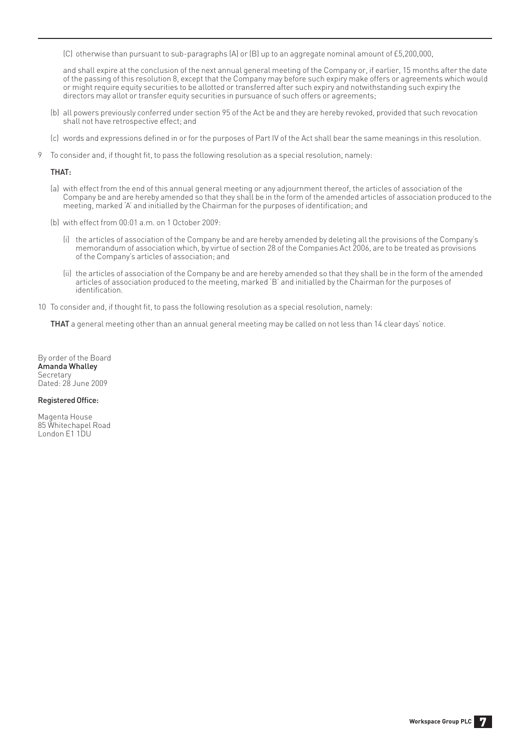(C) otherwise than pursuant to sub-paragraphs (A) or (B) up to an aggregate nominal amount of £5,200,000,

and shall expire at the conclusion of the next annual general meeting of the Company or, if earlier, 15 months after the date of the passing of this resolution 8, except that the Company may before such expiry make offers or agreements which would or might require equity securities to be allotted or transferred after such expiry and notwithstanding such expiry the directors may allot or transfer equity securities in pursuance of such offers or agreements;

(b) all powers previously conferred under section 95 of the Act be and they are hereby revoked, provided that such revocation shall not have retrospective effect; and

(c) words and expressions defined in or for the purposes of Part IV of the Act shall bear the same meanings in this resolution.

9 To consider and, if thought fit, to pass the following resolution as a special resolution, namely:

**THAT:**

(a) with effect from the end of this annual general meeting or any adjournment thereof, the articles of association of the Company be and are hereby amended so that they shall be in the form of the amended articles of association produced to the meeting, marked 'A' and initialled by the Chairman for the purposes of identification; and

(b) with effect from 00:01 a.m. on 1 October 2009:

(i) the articles of association of the Company be and are hereby amended by deleting all the provisions of the Company's memorandum of association which, by virtue of section 28 of the Companies Act 2006, are to be treated as provisions of the Company's articles of association; and

(ii) the articles of association of the Company be and are hereby amended so that they shall be in the form of the amended articles of association produced to the meeting, marked 'B' and initialled by the Chairman for the purposes of identification.

10 To consider and, if thought fit, to pass the following resolution as a special resolution, namely:

**THAT** a general meeting other than an annual general meeting may be called on not less than 14 clear days' notice.

By order of the Board
**Amanda Whalley**
Secretary
Dated: 28 June 2009

**Registered Office:**

Magenta House
85 Whitechapel Road
London E1 1DU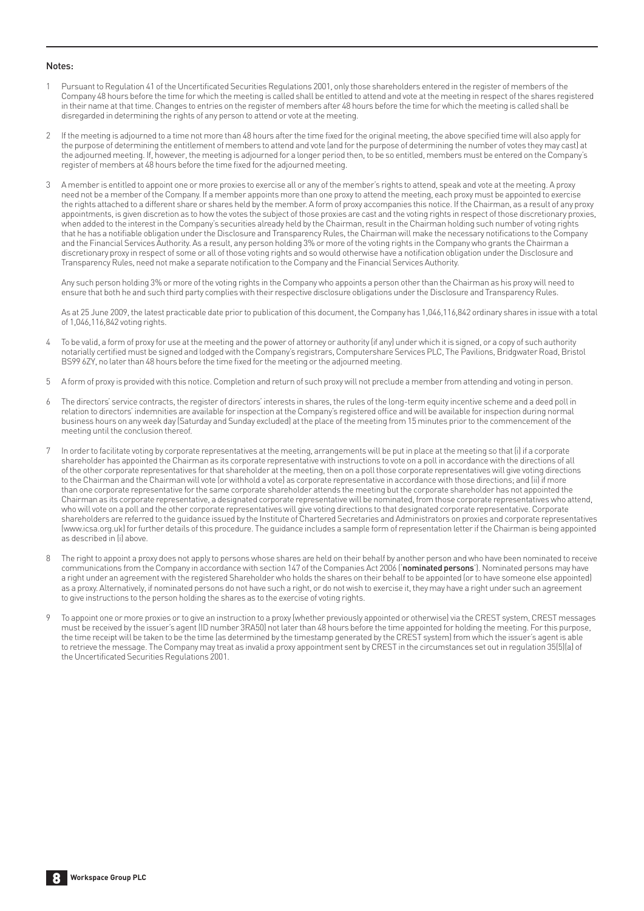Notes:

1. Pursuant to Regulation 41 of the Uncertificated Securities Regulations 2001, only those shareholders entered in the register of members of the Company 48 hours before the time for which the meeting is called shall be entitled to attend and vote at the meeting in respect of the shares registered in their name at that time. Changes to entries on the register of members after 48 hours before the time for which the meeting is called shall be disregarded in determining the rights of any person to attend or vote at the meeting.

2. If the meeting is adjourned to a time not more than 48 hours after the time fixed for the original meeting, the above specified time will also apply for the purpose of determining the entitlement of members to attend and vote (and for the purpose of determining the number of votes they may cast) at the adjourned meeting. If, however, the meeting is adjourned for a longer period then, to be so entitled, members must be entered on the Company's register of members at 48 hours before the time fixed for the adjourned meeting.

3. A member is entitled to appoint one or more proxies to exercise all or any of the member's rights to attend, speak and vote at the meeting. A proxy need not be a member of the Company. If a member appoints more than one proxy to attend the meeting, each proxy must be appointed to exercise the rights attached to a different share or shares held by the member. A form of proxy accompanies this notice. If the Chairman, as a result of any proxy appointments, is given discretion as to how the votes the subject of those proxies are cast and the voting rights in respect of those discretionary proxies, when added to the interest in the Company's securities already held by the Chairman, result in the Chairman holding such number of voting rights that he has a notifiable obligation under the Disclosure and Transparency Rules, the Chairman will make the necessary notifications to the Company and the Financial Services Authority. As a result, any person holding 3% or more of the voting rights in the Company who grants the Chairman a discretionary proxy in respect of some or all of those voting rights and so would otherwise have a notification obligation under the Disclosure and Transparency Rules, need not make a separate notification to the Company and the Financial Services Authority.

   Any such person holding 3% or more of the voting rights in the Company who appoints a person other than the Chairman as his proxy will need to ensure that both he and such third party complies with their respective disclosure obligations under the Disclosure and Transparency Rules.

   As at 25 June 2009, the latest practicable date prior to publication of this document, the Company has 1,046,116,842 ordinary shares in issue with a total of 1,046,116,842 voting rights.

4. To be valid, a form of proxy for use at the meeting and the power of attorney or authority (if any) under which it is signed, or a copy of such authority notarially certified must be signed and lodged with the Company's registrars, Computershare Services PLC, The Pavilions, Bridgwater Road, Bristol BS99 6ZY, no later than 48 hours before the time fixed for the meeting or the adjourned meeting.

5. A form of proxy is provided with this notice. Completion and return of such proxy will not preclude a member from attending and voting in person.

6. The directors' service contracts, the register of directors' interests in shares, the rules of the long-term equity incentive scheme and a deed poll in relation to directors' indemnities are available for inspection at the Company's registered office and will be available for inspection during normal business hours on any week day (Saturday and Sunday excluded) at the place of the meeting from 15 minutes prior to the commencement of the meeting until the conclusion thereof.

7. In order to facilitate voting by corporate representatives at the meeting, arrangements will be put in place at the meeting so that (i) if a corporate shareholder has appointed the Chairman as its corporate representative with instructions to vote on a poll in accordance with the directions of all of the other corporate representatives for that shareholder at the meeting, then on a poll those corporate representatives will give voting directions to the Chairman and the Chairman will vote (or withhold a vote) as corporate representative in accordance with those directions; and (ii) if more than one corporate representative for the same corporate shareholder attends the meeting but the corporate shareholder has not appointed the Chairman as its corporate representative, a designated corporate representative will be nominated, from those corporate representatives who attend, who will vote on a poll and the other corporate representatives will give voting directions to that designated corporate representative. Corporate shareholders are referred to the guidance issued by the Institute of Chartered Secretaries and Administrators on proxies and corporate representatives (www.icsa.org.uk) for further details of this procedure. The guidance includes a sample form of representation letter if the Chairman is being appointed as described in (i) above.

8. The right to appoint a proxy does not apply to persons whose shares are held on their behalf by another person and who have been nominated to receive communications from the Company in accordance with section 147 of the Companies Act 2006 ('**nominated persons**'). Nominated persons may have a right under an agreement with the registered Shareholder who holds the shares on their behalf to be appointed (or to have someone else appointed) as a proxy. Alternatively, if nominated persons do not have such a right, or do not wish to exercise it, they may have a right under such an agreement to give instructions to the person holding the shares as to the exercise of voting rights.

9. To appoint one or more proxies or to give an instruction to a proxy (whether previously appointed or otherwise) via the CREST system, CREST messages must be received by the issuer's agent (ID number 3RA50) not later than 48 hours before the time appointed for holding the meeting. For this purpose, the time receipt will be taken to be the time (as determined by the timestamp generated by the CREST system) from which the issuer's agent is able to retrieve the message. The Company may treat as invalid a proxy appointment sent by CREST in the circumstances set out in regulation 35(5)(a) of the Uncertificated Securities Regulations 2001.